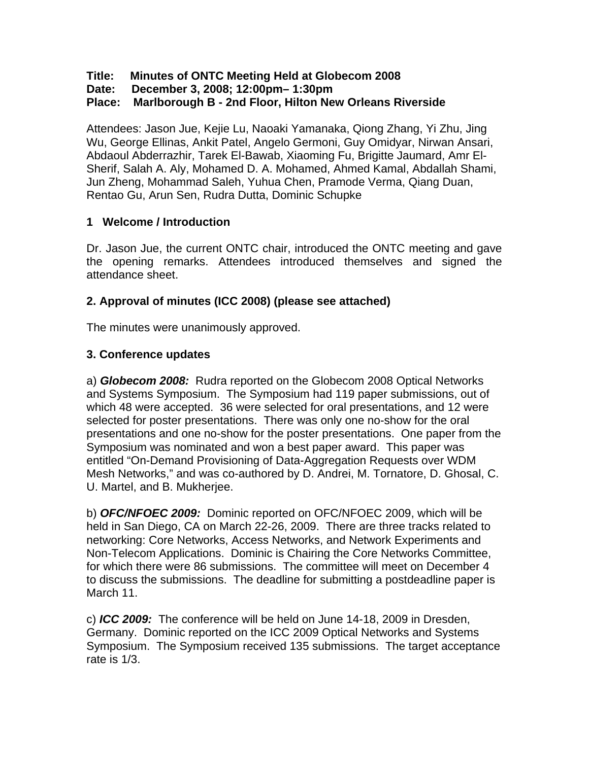**Title: Minutes of ONTC Meeting Held at Globecom 2008**
**Date: December 3, 2008; 12:00pm– 1:30pm**
**Place: Marlborough B - 2nd Floor, Hilton New Orleans Riverside**

Attendees: Jason Jue, Kejie Lu, Naoaki Yamanaka, Qiong Zhang, Yi Zhu, Jing Wu, George Ellinas, Ankit Patel, Angelo Germoni, Guy Omidyar, Nirwan Ansari, Abdaoul Abderrazhir, Tarek El-Bawab, Xiaoming Fu, Brigitte Jaumard, Amr El-Sherif, Salah A. Aly, Mohamed D. A. Mohamed, Ahmed Kamal, Abdallah Shami, Jun Zheng, Mohammad Saleh, Yuhua Chen, Pramode Verma, Qiang Duan, Rentao Gu, Arun Sen, Rudra Dutta, Dominic Schupke

## 1 Welcome / Introduction

Dr. Jason Jue, the current ONTC chair, introduced the ONTC meeting and gave the opening remarks. Attendees introduced themselves and signed the attendance sheet.

## 2. Approval of minutes (ICC 2008) (please see attached)

The minutes were unanimously approved.

## 3. Conference updates

a) ***Globecom 2008:*** Rudra reported on the Globecom 2008 Optical Networks and Systems Symposium. The Symposium had 119 paper submissions, out of which 48 were accepted. 36 were selected for oral presentations, and 12 were selected for poster presentations. There was only one no-show for the oral presentations and one no-show for the poster presentations. One paper from the Symposium was nominated and won a best paper award. This paper was entitled "On-Demand Provisioning of Data-Aggregation Requests over WDM Mesh Networks," and was co-authored by D. Andrei, M. Tornatore, D. Ghosal, C. U. Martel, and B. Mukherjee.

b) ***OFC/NFOEC 2009:*** Dominic reported on OFC/NFOEC 2009, which will be held in San Diego, CA on March 22-26, 2009. There are three tracks related to networking: Core Networks, Access Networks, and Network Experiments and Non-Telecom Applications. Dominic is Chairing the Core Networks Committee, for which there were 86 submissions. The committee will meet on December 4 to discuss the submissions. The deadline for submitting a postdeadline paper is March 11.

c) ***ICC 2009:*** The conference will be held on June 14-18, 2009 in Dresden, Germany. Dominic reported on the ICC 2009 Optical Networks and Systems Symposium. The Symposium received 135 submissions. The target acceptance rate is 1/3.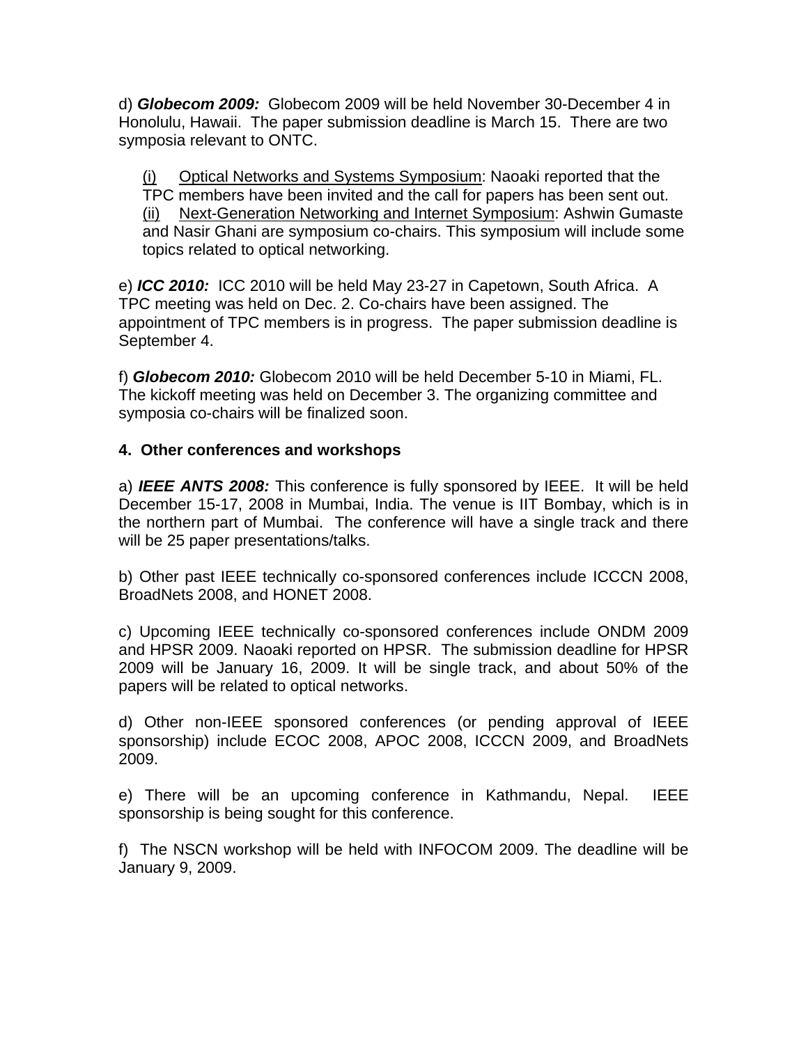d) ***Globecom 2009:*** Globecom 2009 will be held November 30-December 4 in Honolulu, Hawaii. The paper submission deadline is March 15. There are two symposia relevant to ONTC.

(i) Optical Networks and Systems Symposium: Naoaki reported that the TPC members have been invited and the call for papers has been sent out.
(ii) Next-Generation Networking and Internet Symposium: Ashwin Gumaste and Nasir Ghani are symposium co-chairs. This symposium will include some topics related to optical networking.

e) ***ICC 2010:*** ICC 2010 will be held May 23-27 in Capetown, South Africa. A TPC meeting was held on Dec. 2. Co-chairs have been assigned. The appointment of TPC members is in progress. The paper submission deadline is September 4.

f) ***Globecom 2010:*** Globecom 2010 will be held December 5-10 in Miami, FL. The kickoff meeting was held on December 3. The organizing committee and symposia co-chairs will be finalized soon.

**4. Other conferences and workshops**

a) ***IEEE ANTS 2008:*** This conference is fully sponsored by IEEE. It will be held December 15-17, 2008 in Mumbai, India. The venue is IIT Bombay, which is in the northern part of Mumbai. The conference will have a single track and there will be 25 paper presentations/talks.

b) Other past IEEE technically co-sponsored conferences include ICCCN 2008, BroadNets 2008, and HONET 2008.

c) Upcoming IEEE technically co-sponsored conferences include ONDM 2009 and HPSR 2009. Naoaki reported on HPSR. The submission deadline for HPSR 2009 will be January 16, 2009. It will be single track, and about 50% of the papers will be related to optical networks.

d) Other non-IEEE sponsored conferences (or pending approval of IEEE sponsorship) include ECOC 2008, APOC 2008, ICCCN 2009, and BroadNets 2009.

e) There will be an upcoming conference in Kathmandu, Nepal. IEEE sponsorship is being sought for this conference.

f) The NSCN workshop will be held with INFOCOM 2009. The deadline will be January 9, 2009.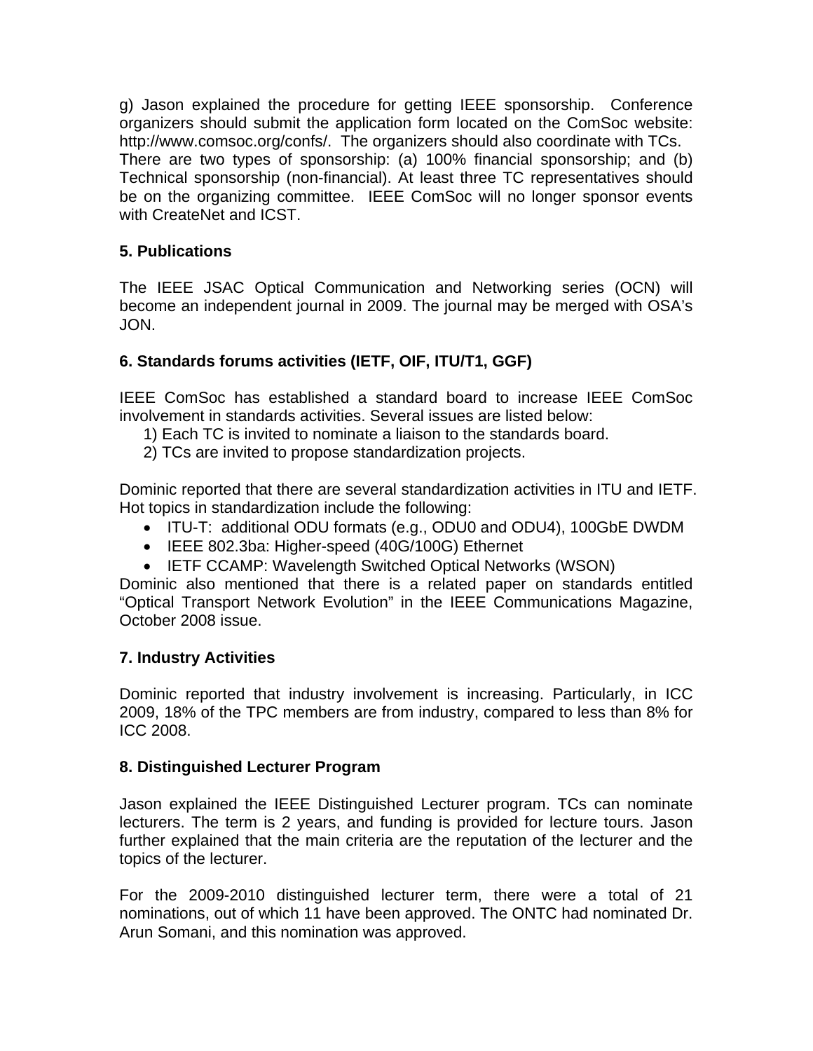g) Jason explained the procedure for getting IEEE sponsorship. Conference organizers should submit the application form located on the ComSoc website: http://www.comsoc.org/confs/. The organizers should also coordinate with TCs. There are two types of sponsorship: (a) 100% financial sponsorship; and (b) Technical sponsorship (non-financial). At least three TC representatives should be on the organizing committee. IEEE ComSoc will no longer sponsor events with CreateNet and ICST.

## 5. Publications

The IEEE JSAC Optical Communication and Networking series (OCN) will become an independent journal in 2009. The journal may be merged with OSA's JON.

## 6. Standards forums activities (IETF, OIF, ITU/T1, GGF)

IEEE ComSoc has established a standard board to increase IEEE ComSoc involvement in standards activities. Several issues are listed below:

1) Each TC is invited to nominate a liaison to the standards board.
2) TCs are invited to propose standardization projects.

Dominic reported that there are several standardization activities in ITU and IETF. Hot topics in standardization include the following:

- ITU-T: additional ODU formats (e.g., ODU0 and ODU4), 100GbE DWDM
- IEEE 802.3ba: Higher-speed (40G/100G) Ethernet
- IETF CCAMP: Wavelength Switched Optical Networks (WSON)

Dominic also mentioned that there is a related paper on standards entitled "Optical Transport Network Evolution" in the IEEE Communications Magazine, October 2008 issue.

## 7. Industry Activities

Dominic reported that industry involvement is increasing. Particularly, in ICC 2009, 18% of the TPC members are from industry, compared to less than 8% for ICC 2008.

## 8. Distinguished Lecturer Program

Jason explained the IEEE Distinguished Lecturer program. TCs can nominate lecturers. The term is 2 years, and funding is provided for lecture tours. Jason further explained that the main criteria are the reputation of the lecturer and the topics of the lecturer.

For the 2009-2010 distinguished lecturer term, there were a total of 21 nominations, out of which 11 have been approved. The ONTC had nominated Dr. Arun Somani, and this nomination was approved.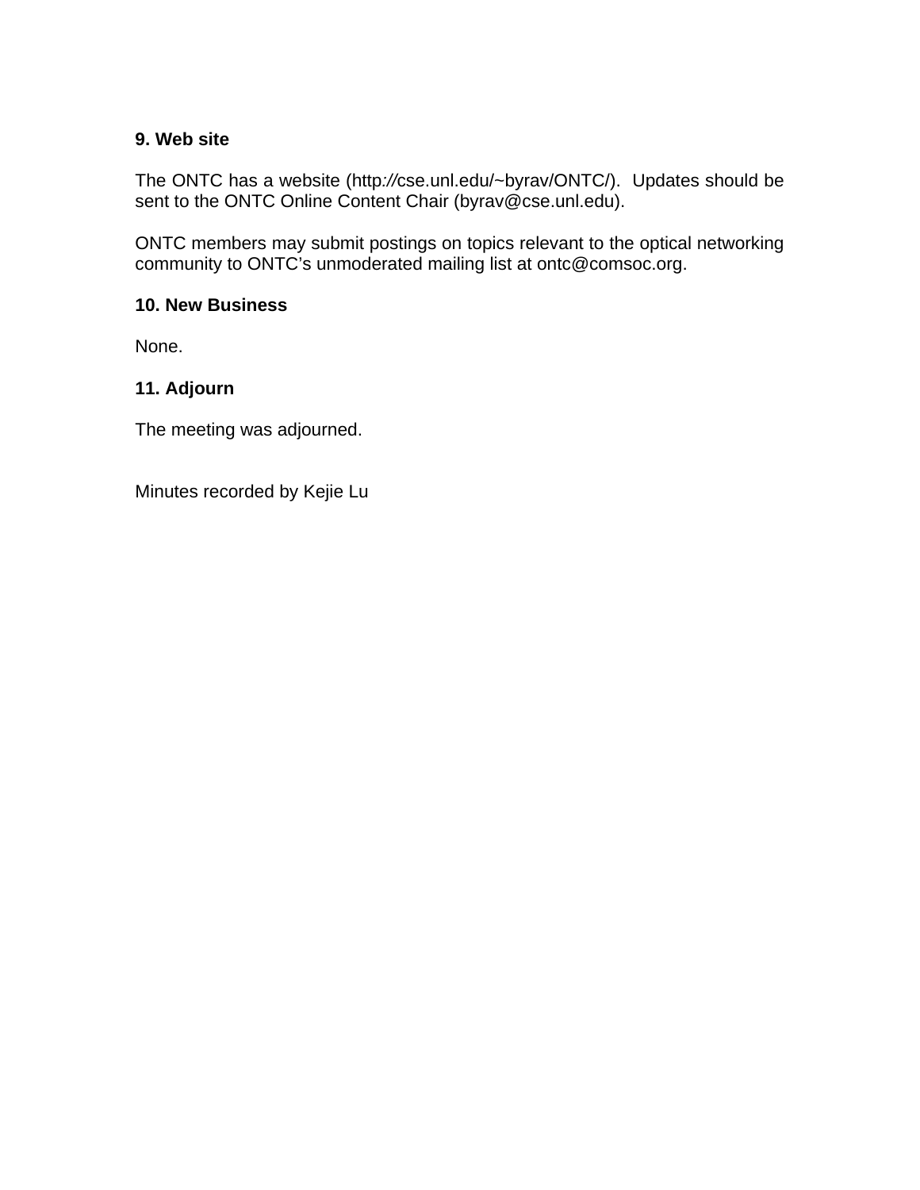**9. Web site**

The ONTC has a website (http://cse.unl.edu/~byrav/ONTC/). Updates should be sent to the ONTC Online Content Chair (byrav@cse.unl.edu).

ONTC members may submit postings on topics relevant to the optical networking community to ONTC's unmoderated mailing list at ontc@comsoc.org.

**10. New Business**

None.

**11. Adjourn**

The meeting was adjourned.

Minutes recorded by Kejie Lu